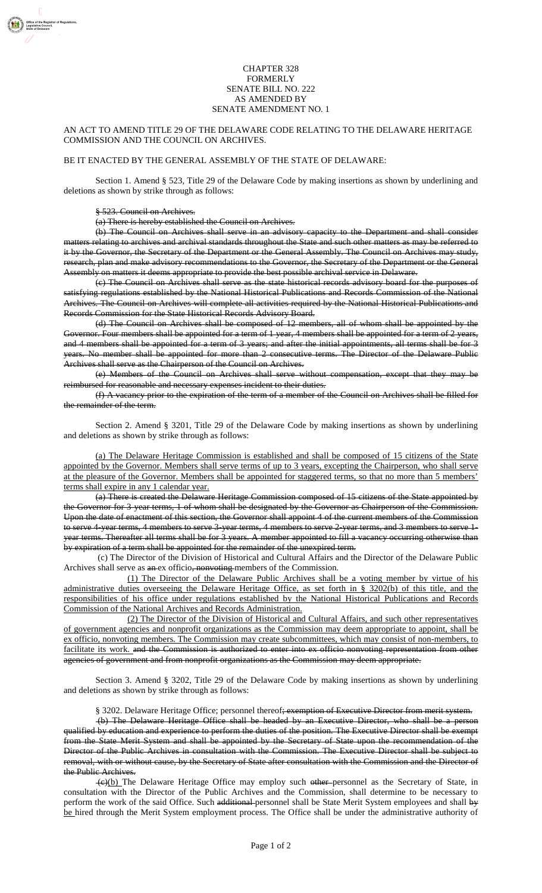CHAPTER 328
FORMERLY
SENATE BILL NO. 222
AS AMENDED BY
SENATE AMENDMENT NO. 1

AN ACT TO AMEND TITLE 29 OF THE DELAWARE CODE RELATING TO THE DELAWARE HERITAGE COMMISSION AND THE COUNCIL ON ARCHIVES.

BE IT ENACTED BY THE GENERAL ASSEMBLY OF THE STATE OF DELAWARE:

Section 1. Amend § 523, Title 29 of the Delaware Code by making insertions as shown by underlining and deletions as shown by strike through as follows:

~~§ 523. Council on Archives.~~

~~(a) There is hereby established the Council on Archives.~~

~~(b) The Council on Archives shall serve in an advisory capacity to the Department and shall consider matters relating to archives and archival standards throughout the State and such other matters as may be referred to it by the Governor, the Secretary of the Department or the General Assembly. The Council on Archives may study, research, plan and make advisory recommendations to the Governor, the Secretary of the Department or the General Assembly on matters it deems appropriate to provide the best possible archival service in Delaware.~~

~~(c) The Council on Archives shall serve as the state historical records advisory board for the purposes of satisfying regulations established by the National Historical Publications and Records Commission of the National Archives. The Council on Archives will complete all activities required by the National Historical Publications and Records Commission for the State Historical Records Advisory Board.~~

~~(d) The Council on Archives shall be composed of 12 members, all of whom shall be appointed by the Governor. Four members shall be appointed for a term of 1 year, 4 members shall be appointed for a term of 2 years, and 4 members shall be appointed for a term of 3 years; and after the initial appointments, all terms shall be for 3 years. No member shall be appointed for more than 2 consecutive terms. The Director of the Delaware Public Archives shall serve as the Chairperson of the Council on Archives.~~

~~(e) Members of the Council on Archives shall serve without compensation, except that they may be reimbursed for reasonable and necessary expenses incident to their duties.~~

~~(f) A vacancy prior to the expiration of the term of a member of the Council on Archives shall be filled for the remainder of the term.~~

Section 2. Amend § 3201, Title 29 of the Delaware Code by making insertions as shown by underlining and deletions as shown by strike through as follows:

<u>(a) The Delaware Heritage Commission is established and shall be composed of 15 citizens of the State appointed by the Governor. Members shall serve terms of up to 3 years, excepting the Chairperson, who shall serve at the pleasure of the Governor. Members shall be appointed for staggered terms, so that no more than 5 members' terms shall expire in any 1 calendar year.</u>

~~(a) There is created the Delaware Heritage Commission composed of 15 citizens of the State appointed by the Governor for 3-year terms, 1 of whom shall be designated by the Governor as Chairperson of the Commission. Upon the date of enactment of this section, the Governor shall appoint 4 of the current members of the Commission to serve 4-year terms, 4 members to serve 3-year terms, 4 members to serve 2-year terms, and 3 members to serve 1-year terms. Thereafter all terms shall be for 3 years. A member appointed to fill a vacancy occurring otherwise than by expiration of a term shall be appointed for the remainder of the unexpired term.~~

(c) The Director of the Division of Historical and Cultural Affairs and the Director of the Delaware Public Archives shall serve as ~~an~~ ex officio~~, nonvoting~~ members of the Commission.

<u>(1) The Director of the Delaware Public Archives shall be a voting member by virtue of his administrative duties overseeing the Delaware Heritage Office, as set forth in § 3202(b) of this title, and the responsibilities of his office under regulations established by the National Historical Publications and Records Commission of the National Archives and Records Administration.</u>

<u>(2) The Director of the Division of Historical and Cultural Affairs, and such other representatives of government agencies and nonprofit organizations as the Commission may deem appropriate to appoint, shall be ex officio, nonvoting members. The Commission may create subcommittees, which may consist of non-members, to facilitate its work.</u> ~~and the Commission is authorized to enter into ex officio nonvoting representation from other agencies of government and from nonprofit organizations as the Commission may deem appropriate.~~

Section 3. Amend § 3202, Title 29 of the Delaware Code by making insertions as shown by underlining and deletions as shown by strike through as follows:

§ 3202. Delaware Heritage Office; personnel thereof~~; exemption of Executive Director from merit system.~~

~~(b) The Delaware Heritage Office shall be headed by an Executive Director, who shall be a person qualified by education and experience to perform the duties of the position. The Executive Director shall be exempt from the State Merit System and shall be appointed by the Secretary of State upon the recommendation of the Director of the Public Archives in consultation with the Commission. The Executive Director shall be subject to removal, with or without cause, by the Secretary of State after consultation with the Commission and the Director of the Public Archives.~~

~~(c)~~<u>(b)</u> The Delaware Heritage Office may employ such ~~other~~ personnel as the Secretary of State, in consultation with the Director of the Public Archives and the Commission, shall determine to be necessary to perform the work of the said Office. Such ~~additional~~ personnel shall be State Merit System employees and shall ~~by~~ <u>be</u> hired through the Merit System employment process. The Office shall be under the administrative authority of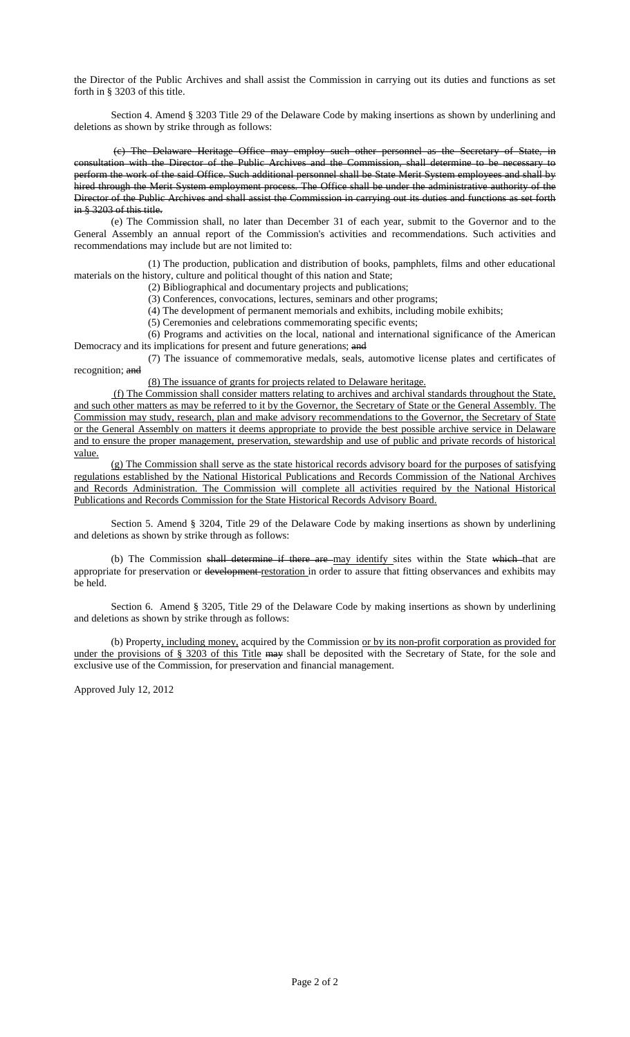the Director of the Public Archives and shall assist the Commission in carrying out its duties and functions as set forth in § 3203 of this title.

Section 4. Amend § 3203 Title 29 of the Delaware Code by making insertions as shown by underlining and deletions as shown by strike through as follows:

~~(c) The Delaware Heritage Office may employ such other personnel as the Secretary of State, in consultation with the Director of the Public Archives and the Commission, shall determine to be necessary to perform the work of the said Office. Such additional personnel shall be State Merit System employees and shall by hired through the Merit System employment process. The Office shall be under the administrative authority of the Director of the Public Archives and shall assist the Commission in carrying out its duties and functions as set forth in § 3203 of this title.~~

(e) The Commission shall, no later than December 31 of each year, submit to the Governor and to the General Assembly an annual report of the Commission's activities and recommendations. Such activities and recommendations may include but are not limited to:

(1) The production, publication and distribution of books, pamphlets, films and other educational materials on the history, culture and political thought of this nation and State;

(2) Bibliographical and documentary projects and publications;

(3) Conferences, convocations, lectures, seminars and other programs;

(4) The development of permanent memorials and exhibits, including mobile exhibits;

(5) Ceremonies and celebrations commemorating specific events;

(6) Programs and activities on the local, national and international significance of the American Democracy and its implications for present and future generations; ~~and~~

(7) The issuance of commemorative medals, seals, automotive license plates and certificates of recognition; ~~and~~

<u>(8) The issuance of grants for projects related to Delaware heritage.</u>

<u>(f) The Commission shall consider matters relating to archives and archival standards throughout the State, and such other matters as may be referred to it by the Governor, the Secretary of State or the General Assembly. The Commission may study, research, plan and make advisory recommendations to the Governor, the Secretary of State or the General Assembly on matters it deems appropriate to provide the best possible archive service in Delaware and to ensure the proper management, preservation, stewardship and use of public and private records of historical value.</u>

<u>(g) The Commission shall serve as the state historical records advisory board for the purposes of satisfying regulations established by the National Historical Publications and Records Commission of the National Archives and Records Administration. The Commission will complete all activities required by the National Historical Publications and Records Commission for the State Historical Records Advisory Board.</u>

Section 5. Amend § 3204, Title 29 of the Delaware Code by making insertions as shown by underlining and deletions as shown by strike through as follows:

(b) The Commission ~~shall determine if there are~~ <u>may identify</u> sites within the State ~~which~~ <u>that</u> are appropriate for preservation or ~~development~~ <u>restoration</u> in order to assure that fitting observances and exhibits may be held.

Section 6. Amend § 3205, Title 29 of the Delaware Code by making insertions as shown by underlining and deletions as shown by strike through as follows:

(b) Property<u>, including money,</u> acquired by the Commission <u>or by its non-profit corporation as provided for under the provisions of § 3203 of this Title</u> ~~may~~ shall be deposited with the Secretary of State, for the sole and exclusive use of the Commission, for preservation and financial management.

Approved July 12, 2012